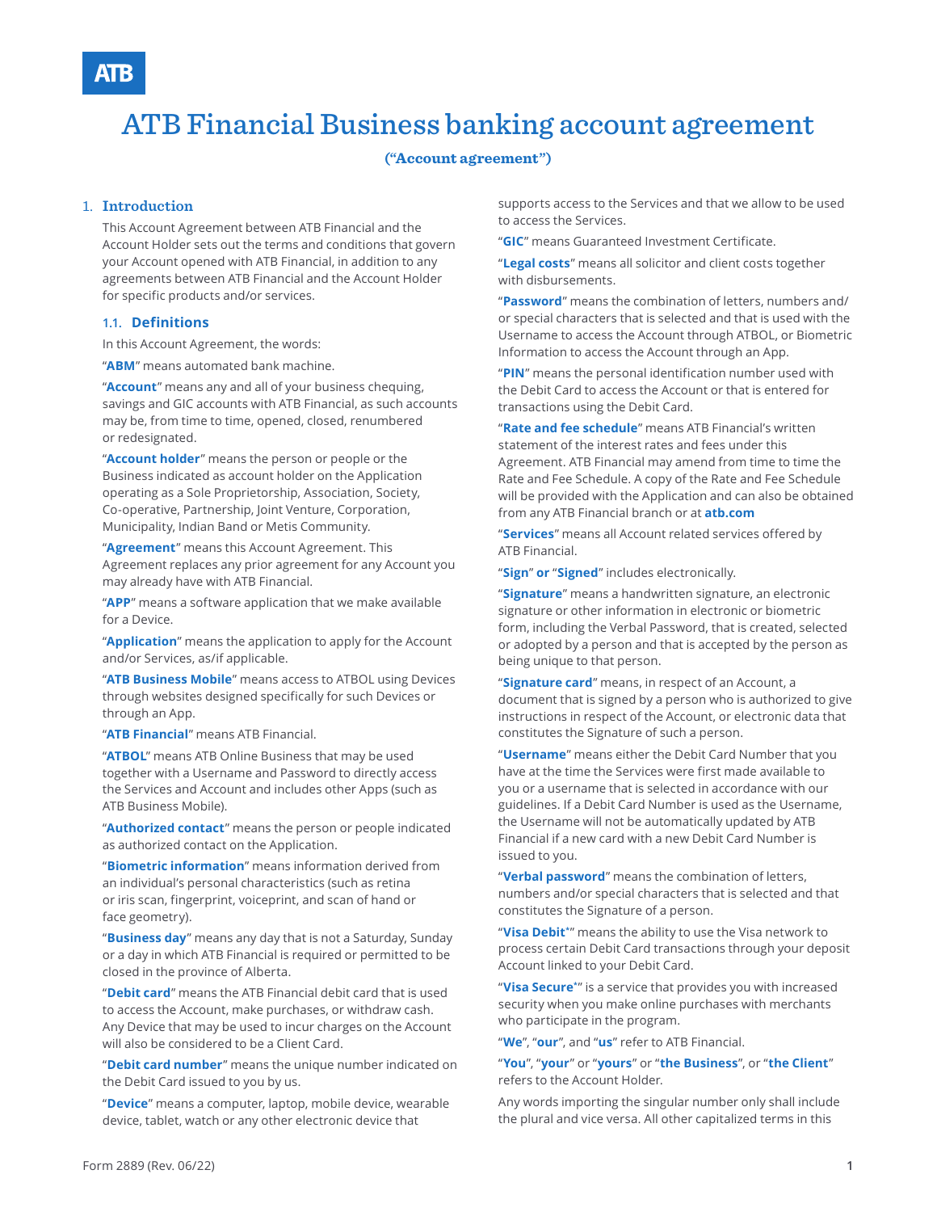# ATB Financial Business banking account agreement

**("Account agreement")**

## 1. Introduction

This Account Agreement between ATB Financial and the Account Holder sets out the terms and conditions that govern your Account opened with ATB Financial, in addition to any agreements between ATB Financial and the Account Holder for specific products and/or services.

### 1.1. Definitions

In this Account Agreement, the words:

"**ABM**" means automated bank machine.

"**Account**" means any and all of your business chequing, savings and GIC accounts with ATB Financial, as such accounts may be, from time to time, opened, closed, renumbered or redesignated.

"**Account holder**" means the person or people or the Business indicated as account holder on the Application operating as a Sole Proprietorship, Association, Society, Co-operative, Partnership, Joint Venture, Corporation, Municipality, Indian Band or Metis Community.

"**Agreement**" means this Account Agreement. This Agreement replaces any prior agreement for any Account you may already have with ATB Financial.

"**APP**" means a software application that we make available for a Device.

"**Application**" means the application to apply for the Account and/or Services, as/if applicable.

"**ATB Business Mobile**" means access to ATBOL using Devices through websites designed specifically for such Devices or through an App.

"**ATB Financial**" means ATB Financial.

"**ATBOL**" means ATB Online Business that may be used together with a Username and Password to directly access the Services and Account and includes other Apps (such as ATB Business Mobile).

"**Authorized contact**" means the person or people indicated as authorized contact on the Application.

"**Biometric information**" means information derived from an individual's personal characteristics (such as retina or iris scan, fingerprint, voiceprint, and scan of hand or face geometry).

"**Business day**" means any day that is not a Saturday, Sunday or a day in which ATB Financial is required or permitted to be closed in the province of Alberta.

"**Debit card**" means the ATB Financial debit card that is used to access the Account, make purchases, or withdraw cash. Any Device that may be used to incur charges on the Account will also be considered to be a Client Card.

"**Debit card number**" means the unique number indicated on the Debit Card issued to you by us.

"**Device**" means a computer, laptop, mobile device, wearable device, tablet, watch or any other electronic device that supports access to the Services and that we allow to be used to access the Services.

"**GIC**" means Guaranteed Investment Certificate.

"**Legal costs**" means all solicitor and client costs together with disbursements.

"**Password**" means the combination of letters, numbers and/or special characters that is selected and that is used with the Username to access the Account through ATBOL, or Biometric Information to access the Account through an App.

"**PIN**" means the personal identification number used with the Debit Card to access the Account or that is entered for transactions using the Debit Card.

"**Rate and fee schedule**" means ATB Financial's written statement of the interest rates and fees under this Agreement. ATB Financial may amend from time to time the Rate and Fee Schedule. A copy of the Rate and Fee Schedule will be provided with the Application and can also be obtained from any ATB Financial branch or at **atb.com**

"**Services**" means all Account related services offered by ATB Financial.

"**Sign**" **or** "**Signed**" includes electronically.

"**Signature**" means a handwritten signature, an electronic signature or other information in electronic or biometric form, including the Verbal Password, that is created, selected or adopted by a person and that is accepted by the person as being unique to that person.

"**Signature card**" means, in respect of an Account, a document that is signed by a person who is authorized to give instructions in respect of the Account, or electronic data that constitutes the Signature of such a person.

"**Username**" means either the Debit Card Number that you have at the time the Services were first made available to you or a username that is selected in accordance with our guidelines. If a Debit Card Number is used as the Username, the Username will not be automatically updated by ATB Financial if a new card with a new Debit Card Number is issued to you.

"**Verbal password**" means the combination of letters, numbers and/or special characters that is selected and that constitutes the Signature of a person.

"**Visa Debit***" means the ability to use the Visa network to process certain Debit Card transactions through your deposit Account linked to your Debit Card.

"**Visa Secure***" is a service that provides you with increased security when you make online purchases with merchants who participate in the program.

"**We**", "**our**", and "**us**" refer to ATB Financial.

"**You**", "**your**" or "**yours**" or "**the Business**", or "**the Client**" refers to the Account Holder.

Any words importing the singular number only shall include the plural and vice versa. All other capitalized terms in this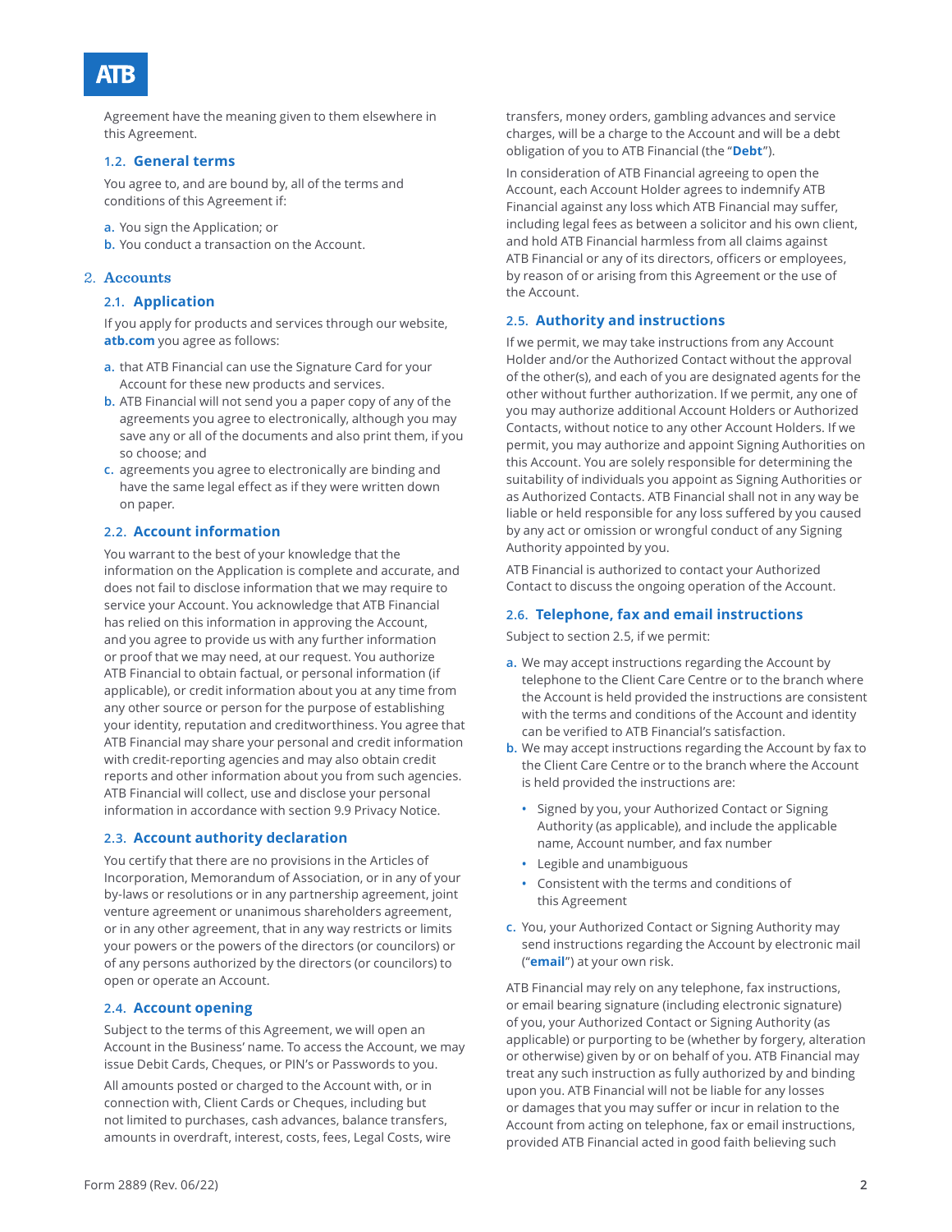Agreement have the meaning given to them elsewhere in this Agreement.

### 1.2. General terms

You agree to, and are bound by, all of the terms and conditions of this Agreement if:

a. You sign the Application; or
b. You conduct a transaction on the Account.

## 2. Accounts

### 2.1. Application

If you apply for products and services through our website, **atb.com** you agree as follows:

a. that ATB Financial can use the Signature Card for your Account for these new products and services.
b. ATB Financial will not send you a paper copy of any of the agreements you agree to electronically, although you may save any or all of the documents and also print them, if you so choose; and
c. agreements you agree to electronically are binding and have the same legal effect as if they were written down on paper.

### 2.2. Account information

You warrant to the best of your knowledge that the information on the Application is complete and accurate, and does not fail to disclose information that we may require to service your Account. You acknowledge that ATB Financial has relied on this information in approving the Account, and you agree to provide us with any further information or proof that we may need, at our request. You authorize ATB Financial to obtain factual, or personal information (if applicable), or credit information about you at any time from any other source or person for the purpose of establishing your identity, reputation and creditworthiness. You agree that ATB Financial may share your personal and credit information with credit-reporting agencies and may also obtain credit reports and other information about you from such agencies. ATB Financial will collect, use and disclose your personal information in accordance with section 9.9 Privacy Notice.

### 2.3. Account authority declaration

You certify that there are no provisions in the Articles of Incorporation, Memorandum of Association, or in any of your by-laws or resolutions or in any partnership agreement, joint venture agreement or unanimous shareholders agreement, or in any other agreement, that in any way restricts or limits your powers or the powers of the directors (or councilors) or of any persons authorized by the directors (or councilors) to open or operate an Account.

### 2.4. Account opening

Subject to the terms of this Agreement, we will open an Account in the Business' name. To access the Account, we may issue Debit Cards, Cheques, or PIN's or Passwords to you.

All amounts posted or charged to the Account with, or in connection with, Client Cards or Cheques, including but not limited to purchases, cash advances, balance transfers, amounts in overdraft, interest, costs, fees, Legal Costs, wire transfers, money orders, gambling advances and service charges, will be a charge to the Account and will be a debt obligation of you to ATB Financial (the "**Debt**").

In consideration of ATB Financial agreeing to open the Account, each Account Holder agrees to indemnify ATB Financial against any loss which ATB Financial may suffer, including legal fees as between a solicitor and his own client, and hold ATB Financial harmless from all claims against ATB Financial or any of its directors, officers or employees, by reason of or arising from this Agreement or the use of the Account.

### 2.5. Authority and instructions

If we permit, we may take instructions from any Account Holder and/or the Authorized Contact without the approval of the other(s), and each of you are designated agents for the other without further authorization. If we permit, any one of you may authorize additional Account Holders or Authorized Contacts, without notice to any other Account Holders. If we permit, you may authorize and appoint Signing Authorities on this Account. You are solely responsible for determining the suitability of individuals you appoint as Signing Authorities or as Authorized Contacts. ATB Financial shall not in any way be liable or held responsible for any loss suffered by you caused by any act or omission or wrongful conduct of any Signing Authority appointed by you.

ATB Financial is authorized to contact your Authorized Contact to discuss the ongoing operation of the Account.

### 2.6. Telephone, fax and email instructions

Subject to section 2.5, if we permit:

a. We may accept instructions regarding the Account by telephone to the Client Care Centre or to the branch where the Account is held provided the instructions are consistent with the terms and conditions of the Account and identity can be verified to ATB Financial's satisfaction.
b. We may accept instructions regarding the Account by fax to the Client Care Centre or to the branch where the Account is held provided the instructions are:
   - Signed by you, your Authorized Contact or Signing Authority (as applicable), and include the applicable name, Account number, and fax number
   - Legible and unambiguous
   - Consistent with the terms and conditions of this Agreement
c. You, your Authorized Contact or Signing Authority may send instructions regarding the Account by electronic mail ("**email**") at your own risk.

ATB Financial may rely on any telephone, fax instructions, or email bearing signature (including electronic signature) of you, your Authorized Contact or Signing Authority (as applicable) or purporting to be (whether by forgery, alteration or otherwise) given by or on behalf of you. ATB Financial may treat any such instruction as fully authorized by and binding upon you. ATB Financial will not be liable for any losses or damages that you may suffer or incur in relation to the Account from acting on telephone, fax or email instructions, provided ATB Financial acted in good faith believing such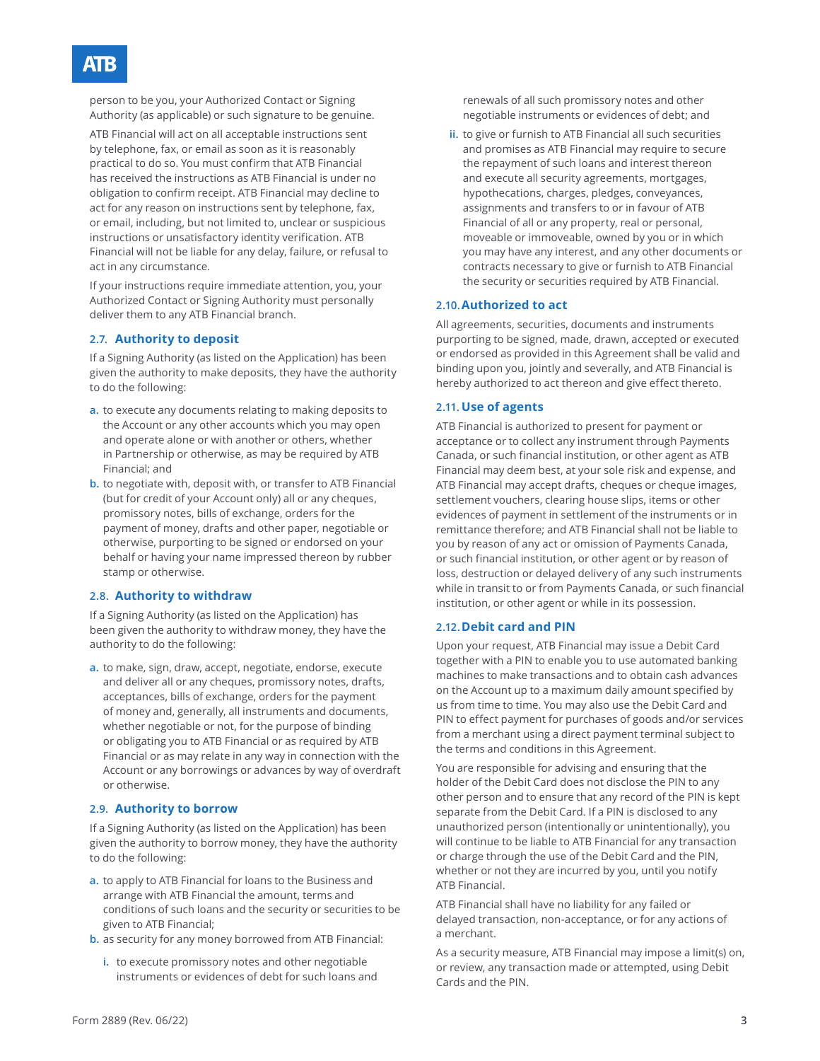person to be you, your Authorized Contact or Signing Authority (as applicable) or such signature to be genuine.

ATB Financial will act on all acceptable instructions sent by telephone, fax, or email as soon as it is reasonably practical to do so. You must confirm that ATB Financial has received the instructions as ATB Financial is under no obligation to confirm receipt. ATB Financial may decline to act for any reason on instructions sent by telephone, fax, or email, including, but not limited to, unclear or suspicious instructions or unsatisfactory identity verification. ATB Financial will not be liable for any delay, failure, or refusal to act in any circumstance.

If your instructions require immediate attention, you, your Authorized Contact or Signing Authority must personally deliver them to any ATB Financial branch.

### 2.7. Authority to deposit

If a Signing Authority (as listed on the Application) has been given the authority to make deposits, they have the authority to do the following:

a. to execute any documents relating to making deposits to the Account or any other accounts which you may open and operate alone or with another or others, whether in Partnership or otherwise, as may be required by ATB Financial; and
b. to negotiate with, deposit with, or transfer to ATB Financial (but for credit of your Account only) all or any cheques, promissory notes, bills of exchange, orders for the payment of money, drafts and other paper, negotiable or otherwise, purporting to be signed or endorsed on your behalf or having your name impressed thereon by rubber stamp or otherwise.

### 2.8. Authority to withdraw

If a Signing Authority (as listed on the Application) has been given the authority to withdraw money, they have the authority to do the following:

a. to make, sign, draw, accept, negotiate, endorse, execute and deliver all or any cheques, promissory notes, drafts, acceptances, bills of exchange, orders for the payment of money and, generally, all instruments and documents, whether negotiable or not, for the purpose of binding or obligating you to ATB Financial or as required by ATB Financial or as may relate in any way in connection with the Account or any borrowings or advances by way of overdraft or otherwise.

### 2.9. Authority to borrow

If a Signing Authority (as listed on the Application) has been given the authority to borrow money, they have the authority to do the following:

a. to apply to ATB Financial for loans to the Business and arrange with ATB Financial the amount, terms and conditions of such loans and the security or securities to be given to ATB Financial;
b. as security for any money borrowed from ATB Financial:
    i. to execute promissory notes and other negotiable instruments or evidences of debt for such loans and renewals of all such promissory notes and other negotiable instruments or evidences of debt; and
    ii. to give or furnish to ATB Financial all such securities and promises as ATB Financial may require to secure the repayment of such loans and interest thereon and execute all security agreements, mortgages, hypothecations, charges, pledges, conveyances, assignments and transfers to or in favour of ATB Financial of all or any property, real or personal, moveable or immoveable, owned by you or in which you may have any interest, and any other documents or contracts necessary to give or furnish to ATB Financial the security or securities required by ATB Financial.

### 2.10. Authorized to act

All agreements, securities, documents and instruments purporting to be signed, made, drawn, accepted or executed or endorsed as provided in this Agreement shall be valid and binding upon you, jointly and severally, and ATB Financial is hereby authorized to act thereon and give effect thereto.

### 2.11. Use of agents

ATB Financial is authorized to present for payment or acceptance or to collect any instrument through Payments Canada, or such financial institution, or other agent as ATB Financial may deem best, at your sole risk and expense, and ATB Financial may accept drafts, cheques or cheque images, settlement vouchers, clearing house slips, items or other evidences of payment in settlement of the instruments or in remittance therefore; and ATB Financial shall not be liable to you by reason of any act or omission of Payments Canada, or such financial institution, or other agent or by reason of loss, destruction or delayed delivery of any such instruments while in transit to or from Payments Canada, or such financial institution, or other agent or while in its possession.

### 2.12. Debit card and PIN

Upon your request, ATB Financial may issue a Debit Card together with a PIN to enable you to use automated banking machines to make transactions and to obtain cash advances on the Account up to a maximum daily amount specified by us from time to time. You may also use the Debit Card and PIN to effect payment for purchases of goods and/or services from a merchant using a direct payment terminal subject to the terms and conditions in this Agreement.

You are responsible for advising and ensuring that the holder of the Debit Card does not disclose the PIN to any other person and to ensure that any record of the PIN is kept separate from the Debit Card. If a PIN is disclosed to any unauthorized person (intentionally or unintentionally), you will continue to be liable to ATB Financial for any transaction or charge through the use of the Debit Card and the PIN, whether or not they are incurred by you, until you notify ATB Financial.

ATB Financial shall have no liability for any failed or delayed transaction, non-acceptance, or for any actions of a merchant.

As a security measure, ATB Financial may impose a limit(s) on, or review, any transaction made or attempted, using Debit Cards and the PIN.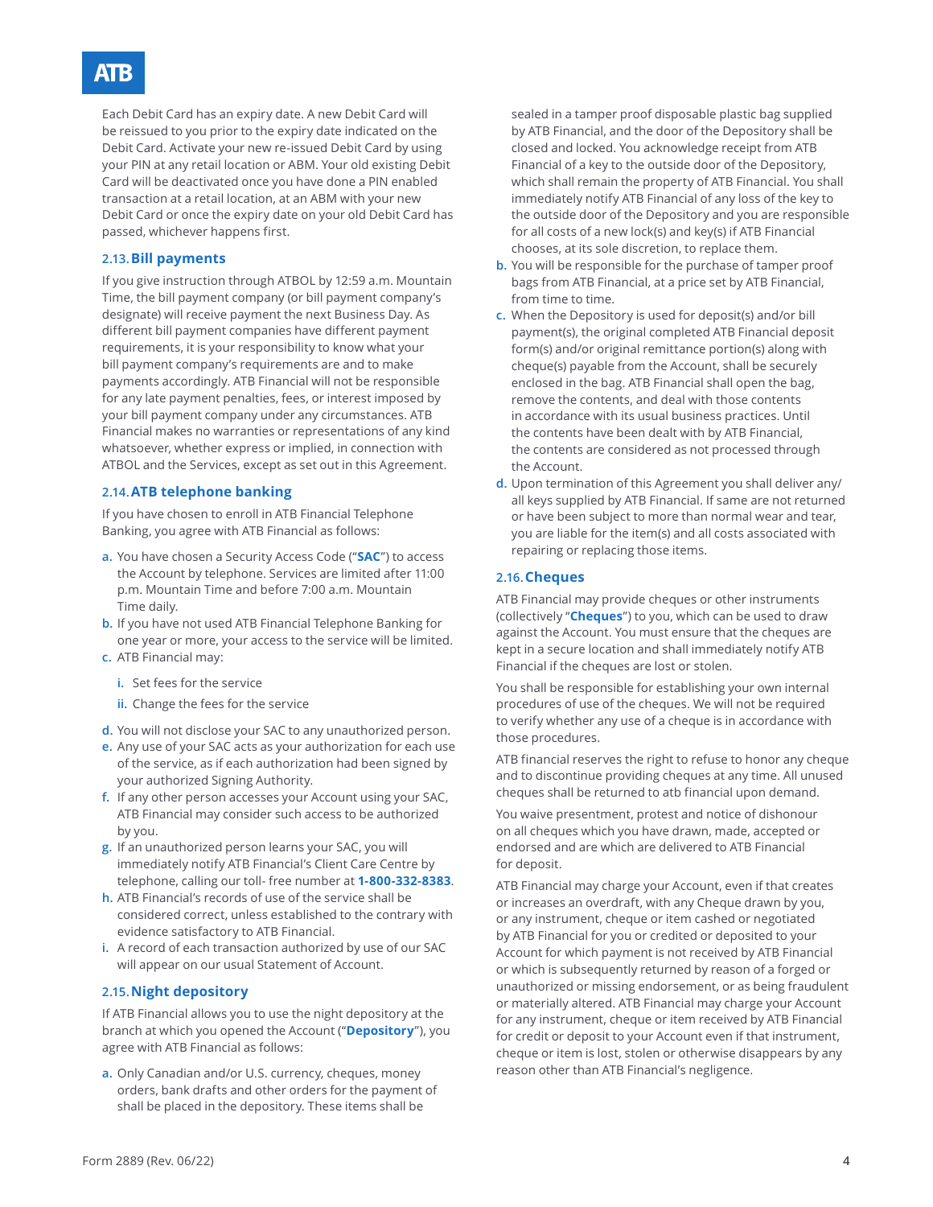Each Debit Card has an expiry date. A new Debit Card will be reissued to you prior to the expiry date indicated on the Debit Card. Activate your new re-issued Debit Card by using your PIN at any retail location or ABM. Your old existing Debit Card will be deactivated once you have done a PIN enabled transaction at a retail location, at an ABM with your new Debit Card or once the expiry date on your old Debit Card has passed, whichever happens first.

### 2.13. Bill payments

If you give instruction through ATBOL by 12:59 a.m. Mountain Time, the bill payment company (or bill payment company's designate) will receive payment the next Business Day. As different bill payment companies have different payment requirements, it is your responsibility to know what your bill payment company's requirements are and to make payments accordingly. ATB Financial will not be responsible for any late payment penalties, fees, or interest imposed by your bill payment company under any circumstances. ATB Financial makes no warranties or representations of any kind whatsoever, whether express or implied, in connection with ATBOL and the Services, except as set out in this Agreement.

### 2.14. ATB telephone banking

If you have chosen to enroll in ATB Financial Telephone Banking, you agree with ATB Financial as follows:

a. You have chosen a Security Access Code ("**SAC**") to access the Account by telephone. Services are limited after 11:00 p.m. Mountain Time and before 7:00 a.m. Mountain Time daily.
b. If you have not used ATB Financial Telephone Banking for one year or more, your access to the service will be limited.
c. ATB Financial may:
   i. Set fees for the service
   ii. Change the fees for the service
d. You will not disclose your SAC to any unauthorized person.
e. Any use of your SAC acts as your authorization for each use of the service, as if each authorization had been signed by your authorized Signing Authority.
f. If any other person accesses your Account using your SAC, ATB Financial may consider such access to be authorized by you.
g. If an unauthorized person learns your SAC, you will immediately notify ATB Financial's Client Care Centre by telephone, calling our toll- free number at **1-800-332-8383**.
h. ATB Financial's records of use of the service shall be considered correct, unless established to the contrary with evidence satisfactory to ATB Financial.
i. A record of each transaction authorized by use of our SAC will appear on our usual Statement of Account.

### 2.15. Night depository

If ATB Financial allows you to use the night depository at the branch at which you opened the Account ("**Depository**"), you agree with ATB Financial as follows:

a. Only Canadian and/or U.S. currency, cheques, money orders, bank drafts and other orders for the payment of shall be placed in the depository. These items shall be sealed in a tamper proof disposable plastic bag supplied by ATB Financial, and the door of the Depository shall be closed and locked. You acknowledge receipt from ATB Financial of a key to the outside door of the Depository, which shall remain the property of ATB Financial. You shall immediately notify ATB Financial of any loss of the key to the outside door of the Depository and you are responsible for all costs of a new lock(s) and key(s) if ATB Financial chooses, at its sole discretion, to replace them.
b. You will be responsible for the purchase of tamper proof bags from ATB Financial, at a price set by ATB Financial, from time to time.
c. When the Depository is used for deposit(s) and/or bill payment(s), the original completed ATB Financial deposit form(s) and/or original remittance portion(s) along with cheque(s) payable from the Account, shall be securely enclosed in the bag. ATB Financial shall open the bag, remove the contents, and deal with those contents in accordance with its usual business practices. Until the contents have been dealt with by ATB Financial, the contents are considered as not processed through the Account.
d. Upon termination of this Agreement you shall deliver any/ all keys supplied by ATB Financial. If same are not returned or have been subject to more than normal wear and tear, you are liable for the item(s) and all costs associated with repairing or replacing those items.

### 2.16. Cheques

ATB Financial may provide cheques or other instruments (collectively "**Cheques**") to you, which can be used to draw against the Account. You must ensure that the cheques are kept in a secure location and shall immediately notify ATB Financial if the cheques are lost or stolen.

You shall be responsible for establishing your own internal procedures of use of the cheques. We will not be required to verify whether any use of a cheque is in accordance with those procedures.

ATB financial reserves the right to refuse to honor any cheque and to discontinue providing cheques at any time. All unused cheques shall be returned to atb financial upon demand.

You waive presentment, protest and notice of dishonour on all cheques which you have drawn, made, accepted or endorsed and are which are delivered to ATB Financial for deposit.

ATB Financial may charge your Account, even if that creates or increases an overdraft, with any Cheque drawn by you, or any instrument, cheque or item cashed or negotiated by ATB Financial for you or credited or deposited to your Account for which payment is not received by ATB Financial or which is subsequently returned by reason of a forged or unauthorized or missing endorsement, or as being fraudulent or materially altered. ATB Financial may charge your Account for any instrument, cheque or item received by ATB Financial for credit or deposit to your Account even if that instrument, cheque or item is lost, stolen or otherwise disappears by any reason other than ATB Financial's negligence.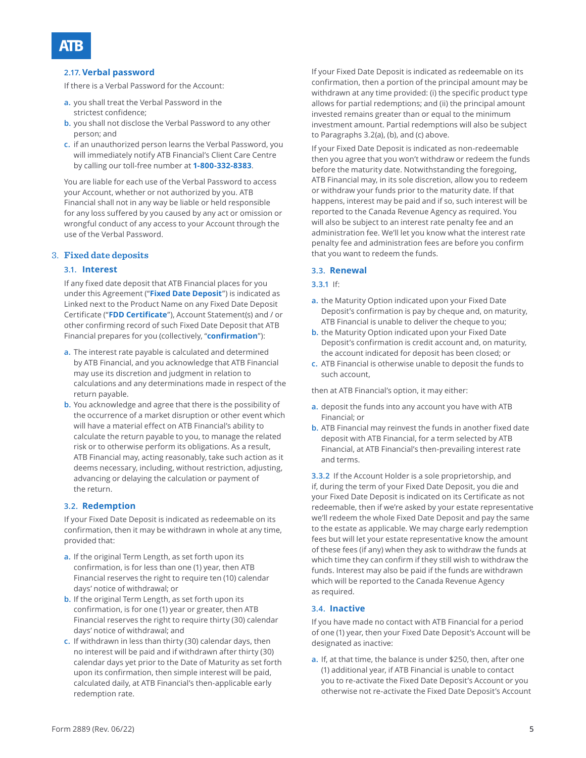### 2.17. Verbal password

If there is a Verbal Password for the Account:

a. you shall treat the Verbal Password in the strictest confidence;
b. you shall not disclose the Verbal Password to any other person; and
c. if an unauthorized person learns the Verbal Password, you will immediately notify ATB Financial's Client Care Centre by calling our toll-free number at **1-800-332-8383**.

You are liable for each use of the Verbal Password to access your Account, whether or not authorized by you. ATB Financial shall not in any way be liable or held responsible for any loss suffered by you caused by any act or omission or wrongful conduct of any access to your Account through the use of the Verbal Password.

## 3. Fixed date deposits

### 3.1. Interest

If any fixed date deposit that ATB Financial places for you under this Agreement ("**Fixed Date Deposit**") is indicated as Linked next to the Product Name on any Fixed Date Deposit Certificate ("**FDD Certificate**"), Account Statement(s) and / or other confirming record of such Fixed Date Deposit that ATB Financial prepares for you (collectively, "**confirmation**"):

a. The interest rate payable is calculated and determined by ATB Financial, and you acknowledge that ATB Financial may use its discretion and judgment in relation to calculations and any determinations made in respect of the return payable.
b. You acknowledge and agree that there is the possibility of the occurrence of a market disruption or other event which will have a material effect on ATB Financial's ability to calculate the return payable to you, to manage the related risk or to otherwise perform its obligations. As a result, ATB Financial may, acting reasonably, take such action as it deems necessary, including, without restriction, adjusting, advancing or delaying the calculation or payment of the return.

### 3.2. Redemption

If your Fixed Date Deposit is indicated as redeemable on its confirmation, then it may be withdrawn in whole at any time, provided that:

a. If the original Term Length, as set forth upon its confirmation, is for less than one (1) year, then ATB Financial reserves the right to require ten (10) calendar days' notice of withdrawal; or
b. If the original Term Length, as set forth upon its confirmation, is for one (1) year or greater, then ATB Financial reserves the right to require thirty (30) calendar days' notice of withdrawal; and
c. If withdrawn in less than thirty (30) calendar days, then no interest will be paid and if withdrawn after thirty (30) calendar days yet prior to the Date of Maturity as set forth upon its confirmation, then simple interest will be paid, calculated daily, at ATB Financial's then-applicable early redemption rate.

If your Fixed Date Deposit is indicated as redeemable on its confirmation, then a portion of the principal amount may be withdrawn at any time provided: (i) the specific product type allows for partial redemptions; and (ii) the principal amount invested remains greater than or equal to the minimum investment amount. Partial redemptions will also be subject to Paragraphs 3.2(a), (b), and (c) above.

If your Fixed Date Deposit is indicated as non-redeemable then you agree that you won't withdraw or redeem the funds before the maturity date. Notwithstanding the foregoing, ATB Financial may, in its sole discretion, allow you to redeem or withdraw your funds prior to the maturity date. If that happens, interest may be paid and if so, such interest will be reported to the Canada Revenue Agency as required. You will also be subject to an interest rate penalty fee and an administration fee. We'll let you know what the interest rate penalty fee and administration fees are before you confirm that you want to redeem the funds.

### 3.3. Renewal

3.3.1 If:

a. the Maturity Option indicated upon your Fixed Date Deposit's confirmation is pay by cheque and, on maturity, ATB Financial is unable to deliver the cheque to you;
b. the Maturity Option indicated upon your Fixed Date Deposit's confirmation is credit account and, on maturity, the account indicated for deposit has been closed; or
c. ATB Financial is otherwise unable to deposit the funds to such account,

then at ATB Financial's option, it may either:

a. deposit the funds into any account you have with ATB Financial; or
b. ATB Financial may reinvest the funds in another fixed date deposit with ATB Financial, for a term selected by ATB Financial, at ATB Financial's then-prevailing interest rate and terms.

3.3.2 If the Account Holder is a sole proprietorship, and if, during the term of your Fixed Date Deposit, you die and your Fixed Date Deposit is indicated on its Certificate as not redeemable, then if we're asked by your estate representative we'll redeem the whole Fixed Date Deposit and pay the same to the estate as applicable. We may charge early redemption fees but will let your estate representative know the amount of these fees (if any) when they ask to withdraw the funds at which time they can confirm if they still wish to withdraw the funds. Interest may also be paid if the funds are withdrawn which will be reported to the Canada Revenue Agency as required.

### 3.4. Inactive

If you have made no contact with ATB Financial for a period of one (1) year, then your Fixed Date Deposit's Account will be designated as inactive:

a. If, at that time, the balance is under $250, then, after one (1) additional year, if ATB Financial is unable to contact you to re-activate the Fixed Date Deposit's Account or you otherwise not re-activate the Fixed Date Deposit's Account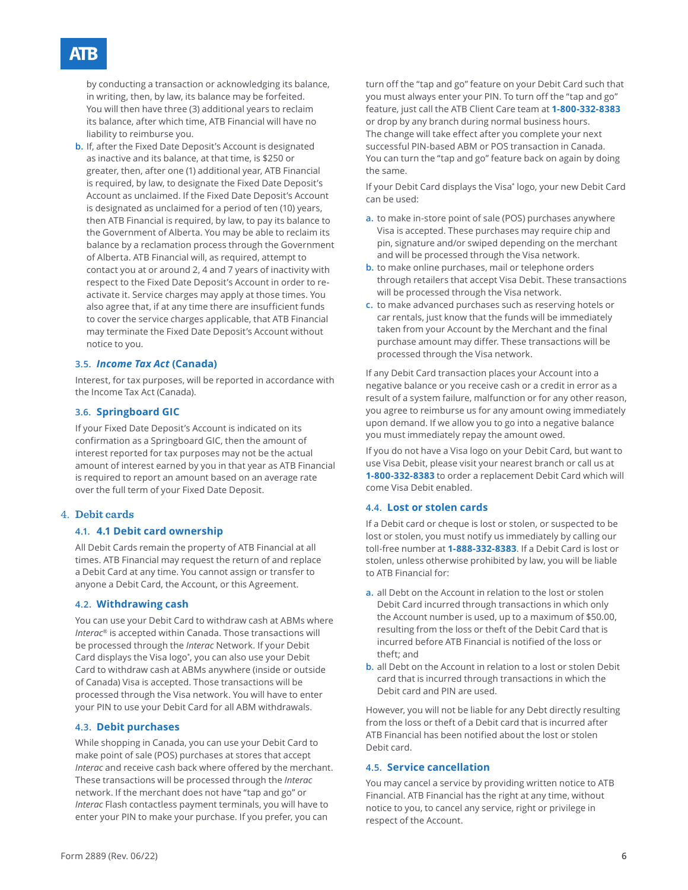by conducting a transaction or acknowledging its balance, in writing, then, by law, its balance may be forfeited. You will then have three (3) additional years to reclaim its balance, after which time, ATB Financial will have no liability to reimburse you.

b. If, after the Fixed Date Deposit's Account is designated as inactive and its balance, at that time, is $250 or greater, then, after one (1) additional year, ATB Financial is required, by law, to designate the Fixed Date Deposit's Account as unclaimed. If the Fixed Date Deposit's Account is designated as unclaimed for a period of ten (10) years, then ATB Financial is required, by law, to pay its balance to the Government of Alberta. You may be able to reclaim its balance by a reclamation process through the Government of Alberta. ATB Financial will, as required, attempt to contact you at or around 2, 4 and 7 years of inactivity with respect to the Fixed Date Deposit's Account in order to re-activate it. Service charges may apply at those times. You also agree that, if at any time there are insufficient funds to cover the service charges applicable, that ATB Financial may terminate the Fixed Date Deposit's Account without notice to you.

### 3.5. *Income Tax Act* (Canada)

Interest, for tax purposes, will be reported in accordance with the Income Tax Act (Canada).

### 3.6. Springboard GIC

If your Fixed Date Deposit's Account is indicated on its confirmation as a Springboard GIC, then the amount of interest reported for tax purposes may not be the actual amount of interest earned by you in that year as ATB Financial is required to report an amount based on an average rate over the full term of your Fixed Date Deposit.

## 4. Debit cards

### 4.1. 4.1 Debit card ownership

All Debit Cards remain the property of ATB Financial at all times. ATB Financial may request the return of and replace a Debit Card at any time. You cannot assign or transfer to anyone a Debit Card, the Account, or this Agreement.

### 4.2. Withdrawing cash

You can use your Debit Card to withdraw cash at ABMs where *Interac*® is accepted within Canada. Those transactions will be processed through the *Interac* Network. If your Debit Card displays the Visa logo*, you can also use your Debit Card to withdraw cash at ABMs anywhere (inside or outside of Canada) Visa is accepted. Those transactions will be processed through the Visa network. You will have to enter your PIN to use your Debit Card for all ABM withdrawals.

### 4.3. Debit purchases

While shopping in Canada, you can use your Debit Card to make point of sale (POS) purchases at stores that accept *Interac* and receive cash back where offered by the merchant. These transactions will be processed through the *Interac* network. If the merchant does not have "tap and go" or *Interac* Flash contactless payment terminals, you will have to enter your PIN to make your purchase. If you prefer, you can turn off the "tap and go" feature on your Debit Card such that you must always enter your PIN. To turn off the "tap and go" feature, just call the ATB Client Care team at **1-800-332-8383** or drop by any branch during normal business hours. The change will take effect after you complete your next successful PIN-based ABM or POS transaction in Canada. You can turn the "tap and go" feature back on again by doing the same.

If your Debit Card displays the Visa* logo, your new Debit Card can be used:

a. to make in-store point of sale (POS) purchases anywhere Visa is accepted. These purchases may require chip and pin, signature and/or swiped depending on the merchant and will be processed through the Visa network.

b. to make online purchases, mail or telephone orders through retailers that accept Visa Debit. These transactions will be processed through the Visa network.

c. to make advanced purchases such as reserving hotels or car rentals, just know that the funds will be immediately taken from your Account by the Merchant and the final purchase amount may differ. These transactions will be processed through the Visa network.

If any Debit Card transaction places your Account into a negative balance or you receive cash or a credit in error as a result of a system failure, malfunction or for any other reason, you agree to reimburse us for any amount owing immediately upon demand. If we allow you to go into a negative balance you must immediately repay the amount owed.

If you do not have a Visa logo on your Debit Card, but want to use Visa Debit, please visit your nearest branch or call us at **1-800-332-8383** to order a replacement Debit Card which will come Visa Debit enabled.

### 4.4. Lost or stolen cards

If a Debit card or cheque is lost or stolen, or suspected to be lost or stolen, you must notify us immediately by calling our toll-free number at **1-888-332-8383**. If a Debit Card is lost or stolen, unless otherwise prohibited by law, you will be liable to ATB Financial for:

a. all Debt on the Account in relation to the lost or stolen Debit Card incurred through transactions in which only the Account number is used, up to a maximum of $50.00, resulting from the loss or theft of the Debit Card that is incurred before ATB Financial is notified of the loss or theft; and

b. all Debt on the Account in relation to a lost or stolen Debit card that is incurred through transactions in which the Debit card and PIN are used.

However, you will not be liable for any Debt directly resulting from the loss or theft of a Debit card that is incurred after ATB Financial has been notified about the lost or stolen Debit card.

### 4.5. Service cancellation

You may cancel a service by providing written notice to ATB Financial. ATB Financial has the right at any time, without notice to you, to cancel any service, right or privilege in respect of the Account.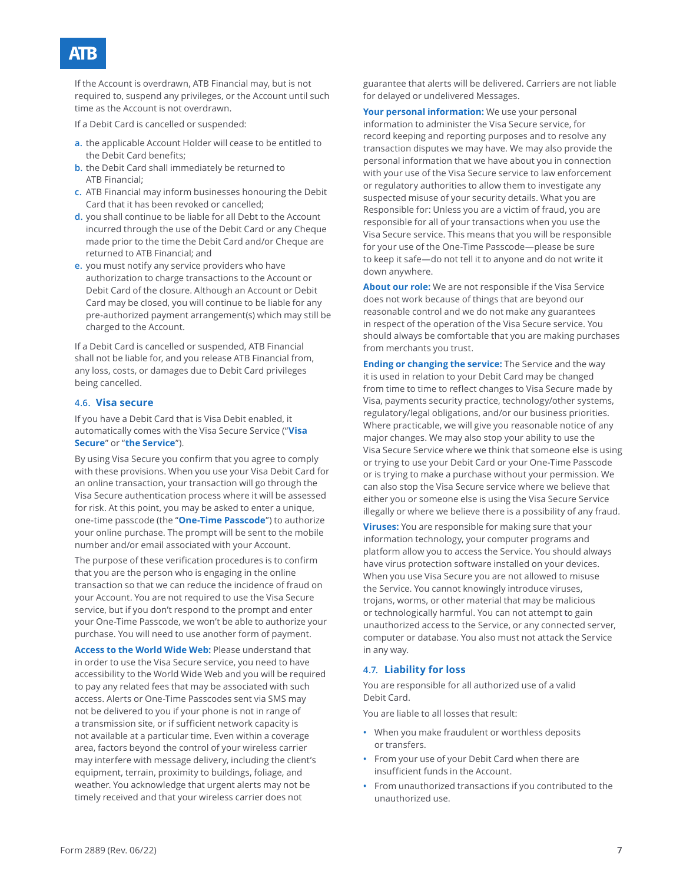If the Account is overdrawn, ATB Financial may, but is not required to, suspend any privileges, or the Account until such time as the Account is not overdrawn.

If a Debit Card is cancelled or suspended:

a. the applicable Account Holder will cease to be entitled to the Debit Card benefits;
b. the Debit Card shall immediately be returned to ATB Financial;
c. ATB Financial may inform businesses honouring the Debit Card that it has been revoked or cancelled;
d. you shall continue to be liable for all Debt to the Account incurred through the use of the Debit Card or any Cheque made prior to the time the Debit Card and/or Cheque are returned to ATB Financial; and
e. you must notify any service providers who have authorization to charge transactions to the Account or Debit Card of the closure. Although an Account or Debit Card may be closed, you will continue to be liable for any pre-authorized payment arrangement(s) which may still be charged to the Account.

If a Debit Card is cancelled or suspended, ATB Financial shall not be liable for, and you release ATB Financial from, any loss, costs, or damages due to Debit Card privileges being cancelled.

### 4.6. Visa secure

If you have a Debit Card that is Visa Debit enabled, it automatically comes with the Visa Secure Service ("**Visa Secure**" or "**the Service**").

By using Visa Secure you confirm that you agree to comply with these provisions. When you use your Visa Debit Card for an online transaction, your transaction will go through the Visa Secure authentication process where it will be assessed for risk. At this point, you may be asked to enter a unique, one-time passcode (the "**One-Time Passcode**") to authorize your online purchase. The prompt will be sent to the mobile number and/or email associated with your Account.

The purpose of these verification procedures is to confirm that you are the person who is engaging in the online transaction so that we can reduce the incidence of fraud on your Account. You are not required to use the Visa Secure service, but if you don't respond to the prompt and enter your One-Time Passcode, we won't be able to authorize your purchase. You will need to use another form of payment.

**Access to the World Wide Web:** Please understand that in order to use the Visa Secure service, you need to have accessibility to the World Wide Web and you will be required to pay any related fees that may be associated with such access. Alerts or One-Time Passcodes sent via SMS may not be delivered to you if your phone is not in range of a transmission site, or if sufficient network capacity is not available at a particular time. Even within a coverage area, factors beyond the control of your wireless carrier may interfere with message delivery, including the client's equipment, terrain, proximity to buildings, foliage, and weather. You acknowledge that urgent alerts may not be timely received and that your wireless carrier does not guarantee that alerts will be delivered. Carriers are not liable for delayed or undelivered Messages.

**Your personal information:** We use your personal information to administer the Visa Secure service, for record keeping and reporting purposes and to resolve any transaction disputes we may have. We may also provide the personal information that we have about you in connection with your use of the Visa Secure service to law enforcement or regulatory authorities to allow them to investigate any suspected misuse of your security details. What you are Responsible for: Unless you are a victim of fraud, you are responsible for all of your transactions when you use the Visa Secure service. This means that you will be responsible for your use of the One-Time Passcode—please be sure to keep it safe—do not tell it to anyone and do not write it down anywhere.

**About our role:** We are not responsible if the Visa Service does not work because of things that are beyond our reasonable control and we do not make any guarantees in respect of the operation of the Visa Secure service. You should always be comfortable that you are making purchases from merchants you trust.

**Ending or changing the service:** The Service and the way it is used in relation to your Debit Card may be changed from time to time to reflect changes to Visa Secure made by Visa, payments security practice, technology/other systems, regulatory/legal obligations, and/or our business priorities. Where practicable, we will give you reasonable notice of any major changes. We may also stop your ability to use the Visa Secure Service where we think that someone else is using or trying to use your Debit Card or your One-Time Passcode or is trying to make a purchase without your permission. We can also stop the Visa Secure service where we believe that either you or someone else is using the Visa Secure service illegally or where we believe there is a possibility of any fraud.

**Viruses:** You are responsible for making sure that your information technology, your computer programs and platform allow you to access the Service. You should always have virus protection software installed on your devices. When you use Visa Secure you are not allowed to misuse the Service. You cannot knowingly introduce viruses, trojans, worms, or other material that may be malicious or technologically harmful. You can not attempt to gain unauthorized access to the Service, or any connected server, computer or database. You also must not attack the Service in any way.

### 4.7. Liability for loss

You are responsible for all authorized use of a valid Debit Card.

You are liable to all losses that result:

- When you make fraudulent or worthless deposits or transfers.
- From your use of your Debit Card when there are insufficient funds in the Account.
- From unauthorized transactions if you contributed to the unauthorized use.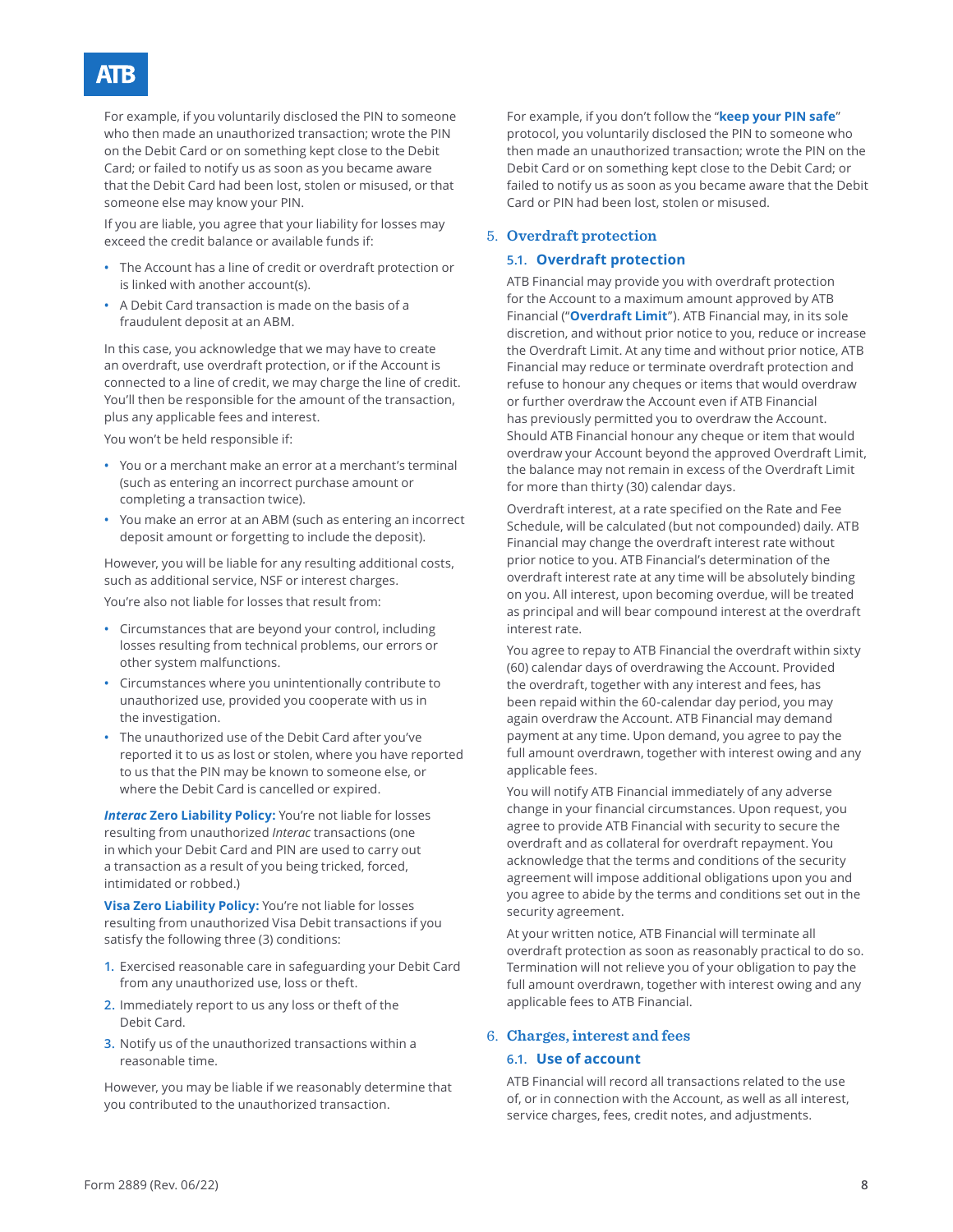For example, if you voluntarily disclosed the PIN to someone who then made an unauthorized transaction; wrote the PIN on the Debit Card or on something kept close to the Debit Card; or failed to notify us as soon as you became aware that the Debit Card had been lost, stolen or misused, or that someone else may know your PIN.

If you are liable, you agree that your liability for losses may exceed the credit balance or available funds if:

- The Account has a line of credit or overdraft protection or is linked with another account(s).
- A Debit Card transaction is made on the basis of a fraudulent deposit at an ABM.

In this case, you acknowledge that we may have to create an overdraft, use overdraft protection, or if the Account is connected to a line of credit, we may charge the line of credit. You'll then be responsible for the amount of the transaction, plus any applicable fees and interest.

You won't be held responsible if:

- You or a merchant make an error at a merchant's terminal (such as entering an incorrect purchase amount or completing a transaction twice).
- You make an error at an ABM (such as entering an incorrect deposit amount or forgetting to include the deposit).

However, you will be liable for any resulting additional costs, such as additional service, NSF or interest charges.

You're also not liable for losses that result from:

- Circumstances that are beyond your control, including losses resulting from technical problems, our errors or other system malfunctions.
- Circumstances where you unintentionally contribute to unauthorized use, provided you cooperate with us in the investigation.
- The unauthorized use of the Debit Card after you've reported it to us as lost or stolen, where you have reported to us that the PIN may be known to someone else, or where the Debit Card is cancelled or expired.

***Interac* Zero Liability Policy:** You're not liable for losses resulting from unauthorized *Interac* transactions (one in which your Debit Card and PIN are used to carry out a transaction as a result of you being tricked, forced, intimidated or robbed.)

**Visa Zero Liability Policy:** You're not liable for losses resulting from unauthorized Visa Debit transactions if you satisfy the following three (3) conditions:

1. Exercised reasonable care in safeguarding your Debit Card from any unauthorized use, loss or theft.
2. Immediately report to us any loss or theft of the Debit Card.
3. Notify us of the unauthorized transactions within a reasonable time.

However, you may be liable if we reasonably determine that you contributed to the unauthorized transaction.

For example, if you don't follow the "**keep your PIN safe**" protocol, you voluntarily disclosed the PIN to someone who then made an unauthorized transaction; wrote the PIN on the Debit Card or on something kept close to the Debit Card; or failed to notify us as soon as you became aware that the Debit Card or PIN had been lost, stolen or misused.

## 5. Overdraft protection

### 5.1. Overdraft protection

ATB Financial may provide you with overdraft protection for the Account to a maximum amount approved by ATB Financial ("**Overdraft Limit**"). ATB Financial may, in its sole discretion, and without prior notice to you, reduce or increase the Overdraft Limit. At any time and without prior notice, ATB Financial may reduce or terminate overdraft protection and refuse to honour any cheques or items that would overdraw or further overdraw the Account even if ATB Financial has previously permitted you to overdraw the Account. Should ATB Financial honour any cheque or item that would overdraw your Account beyond the approved Overdraft Limit, the balance may not remain in excess of the Overdraft Limit for more than thirty (30) calendar days.

Overdraft interest, at a rate specified on the Rate and Fee Schedule, will be calculated (but not compounded) daily. ATB Financial may change the overdraft interest rate without prior notice to you. ATB Financial's determination of the overdraft interest rate at any time will be absolutely binding on you. All interest, upon becoming overdue, will be treated as principal and will bear compound interest at the overdraft interest rate.

You agree to repay to ATB Financial the overdraft within sixty (60) calendar days of overdrawing the Account. Provided the overdraft, together with any interest and fees, has been repaid within the 60-calendar day period, you may again overdraw the Account. ATB Financial may demand payment at any time. Upon demand, you agree to pay the full amount overdrawn, together with interest owing and any applicable fees.

You will notify ATB Financial immediately of any adverse change in your financial circumstances. Upon request, you agree to provide ATB Financial with security to secure the overdraft and as collateral for overdraft repayment. You acknowledge that the terms and conditions of the security agreement will impose additional obligations upon you and you agree to abide by the terms and conditions set out in the security agreement.

At your written notice, ATB Financial will terminate all overdraft protection as soon as reasonably practical to do so. Termination will not relieve you of your obligation to pay the full amount overdrawn, together with interest owing and any applicable fees to ATB Financial.

## 6. Charges, interest and fees

### 6.1. Use of account

ATB Financial will record all transactions related to the use of, or in connection with the Account, as well as all interest, service charges, fees, credit notes, and adjustments.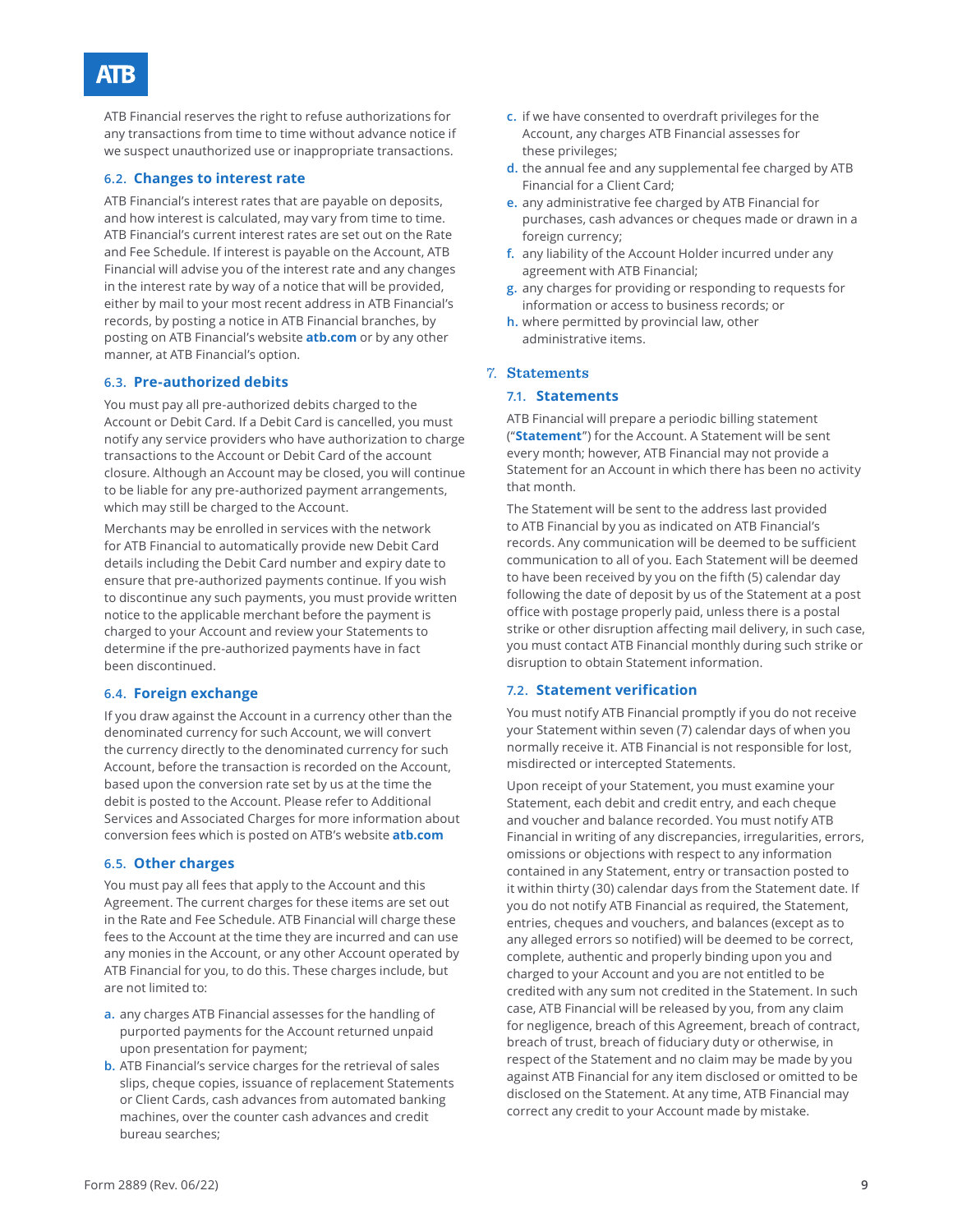ATB Financial reserves the right to refuse authorizations for any transactions from time to time without advance notice if we suspect unauthorized use or inappropriate transactions.

### 6.2. Changes to interest rate

ATB Financial's interest rates that are payable on deposits, and how interest is calculated, may vary from time to time. ATB Financial's current interest rates are set out on the Rate and Fee Schedule. If interest is payable on the Account, ATB Financial will advise you of the interest rate and any changes in the interest rate by way of a notice that will be provided, either by mail to your most recent address in ATB Financial's records, by posting a notice in ATB Financial branches, by posting on ATB Financial's website **atb.com** or by any other manner, at ATB Financial's option.

### 6.3. Pre-authorized debits

You must pay all pre-authorized debits charged to the Account or Debit Card. If a Debit Card is cancelled, you must notify any service providers who have authorization to charge transactions to the Account or Debit Card of the account closure. Although an Account may be closed, you will continue to be liable for any pre-authorized payment arrangements, which may still be charged to the Account.

Merchants may be enrolled in services with the network for ATB Financial to automatically provide new Debit Card details including the Debit Card number and expiry date to ensure that pre-authorized payments continue. If you wish to discontinue any such payments, you must provide written notice to the applicable merchant before the payment is charged to your Account and review your Statements to determine if the pre-authorized payments have in fact been discontinued.

### 6.4. Foreign exchange

If you draw against the Account in a currency other than the denominated currency for such Account, we will convert the currency directly to the denominated currency for such Account, before the transaction is recorded on the Account, based upon the conversion rate set by us at the time the debit is posted to the Account. Please refer to Additional Services and Associated Charges for more information about conversion fees which is posted on ATB's website **atb.com**

### 6.5. Other charges

You must pay all fees that apply to the Account and this Agreement. The current charges for these items are set out in the Rate and Fee Schedule. ATB Financial will charge these fees to the Account at the time they are incurred and can use any monies in the Account, or any other Account operated by ATB Financial for you, to do this. These charges include, but are not limited to:

a. any charges ATB Financial assesses for the handling of purported payments for the Account returned unpaid upon presentation for payment;
b. ATB Financial's service charges for the retrieval of sales slips, cheque copies, issuance of replacement Statements or Client Cards, cash advances from automated banking machines, over the counter cash advances and credit bureau searches;
c. if we have consented to overdraft privileges for the Account, any charges ATB Financial assesses for these privileges;
d. the annual fee and any supplemental fee charged by ATB Financial for a Client Card;
e. any administrative fee charged by ATB Financial for purchases, cash advances or cheques made or drawn in a foreign currency;
f. any liability of the Account Holder incurred under any agreement with ATB Financial;
g. any charges for providing or responding to requests for information or access to business records; or
h. where permitted by provincial law, other administrative items.

## 7. Statements

### 7.1. Statements

ATB Financial will prepare a periodic billing statement ("**Statement**") for the Account. A Statement will be sent every month; however, ATB Financial may not provide a Statement for an Account in which there has been no activity that month.

The Statement will be sent to the address last provided to ATB Financial by you as indicated on ATB Financial's records. Any communication will be deemed to be sufficient communication to all of you. Each Statement will be deemed to have been received by you on the fifth (5) calendar day following the date of deposit by us of the Statement at a post office with postage properly paid, unless there is a postal strike or other disruption affecting mail delivery, in such case, you must contact ATB Financial monthly during such strike or disruption to obtain Statement information.

### 7.2. Statement verification

You must notify ATB Financial promptly if you do not receive your Statement within seven (7) calendar days of when you normally receive it. ATB Financial is not responsible for lost, misdirected or intercepted Statements.

Upon receipt of your Statement, you must examine your Statement, each debit and credit entry, and each cheque and voucher and balance recorded. You must notify ATB Financial in writing of any discrepancies, irregularities, errors, omissions or objections with respect to any information contained in any Statement, entry or transaction posted to it within thirty (30) calendar days from the Statement date. If you do not notify ATB Financial as required, the Statement, entries, cheques and vouchers, and balances (except as to any alleged errors so notified) will be deemed to be correct, complete, authentic and properly binding upon you and charged to your Account and you are not entitled to be credited with any sum not credited in the Statement. In such case, ATB Financial will be released by you, from any claim for negligence, breach of this Agreement, breach of contract, breach of trust, breach of fiduciary duty or otherwise, in respect of the Statement and no claim may be made by you against ATB Financial for any item disclosed or omitted to be disclosed on the Statement. At any time, ATB Financial may correct any credit to your Account made by mistake.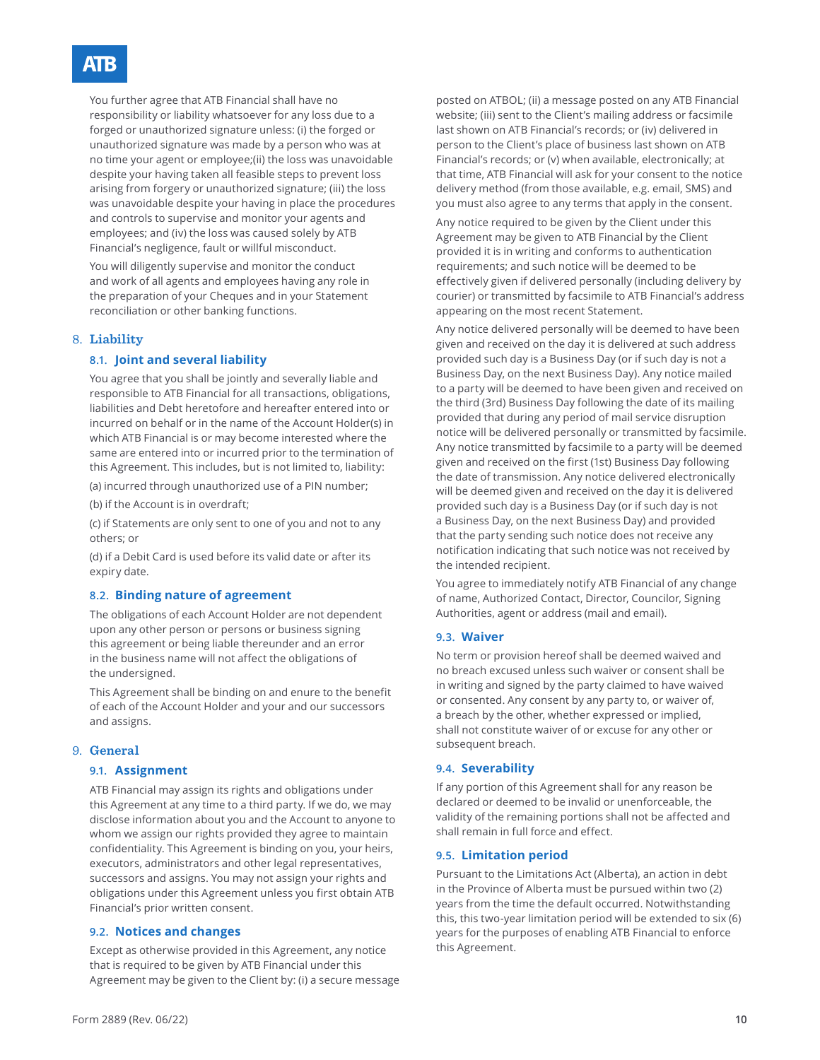You further agree that ATB Financial shall have no responsibility or liability whatsoever for any loss due to a forged or unauthorized signature unless: (i) the forged or unauthorized signature was made by a person who was at no time your agent or employee;(ii) the loss was unavoidable despite your having taken all feasible steps to prevent loss arising from forgery or unauthorized signature; (iii) the loss was unavoidable despite your having in place the procedures and controls to supervise and monitor your agents and employees; and (iv) the loss was caused solely by ATB Financial's negligence, fault or willful misconduct.

You will diligently supervise and monitor the conduct and work of all agents and employees having any role in the preparation of your Cheques and in your Statement reconciliation or other banking functions.

## 8. Liability

### 8.1. Joint and several liability

You agree that you shall be jointly and severally liable and responsible to ATB Financial for all transactions, obligations, liabilities and Debt heretofore and hereafter entered into or incurred on behalf or in the name of the Account Holder(s) in which ATB Financial is or may become interested where the same are entered into or incurred prior to the termination of this Agreement. This includes, but is not limited to, liability:

(a) incurred through unauthorized use of a PIN number;

(b) if the Account is in overdraft;

(c) if Statements are only sent to one of you and not to any others; or

(d) if a Debit Card is used before its valid date or after its expiry date.

### 8.2. Binding nature of agreement

The obligations of each Account Holder are not dependent upon any other person or persons or business signing this agreement or being liable thereunder and an error in the business name will not affect the obligations of the undersigned.

This Agreement shall be binding on and enure to the benefit of each of the Account Holder and your and our successors and assigns.

## 9. General

### 9.1. Assignment

ATB Financial may assign its rights and obligations under this Agreement at any time to a third party. If we do, we may disclose information about you and the Account to anyone to whom we assign our rights provided they agree to maintain confidentiality. This Agreement is binding on you, your heirs, executors, administrators and other legal representatives, successors and assigns. You may not assign your rights and obligations under this Agreement unless you first obtain ATB Financial's prior written consent.

### 9.2. Notices and changes

Except as otherwise provided in this Agreement, any notice that is required to be given by ATB Financial under this Agreement may be given to the Client by: (i) a secure message posted on ATBOL; (ii) a message posted on any ATB Financial website; (iii) sent to the Client's mailing address or facsimile last shown on ATB Financial's records; or (iv) delivered in person to the Client's place of business last shown on ATB Financial's records; or (v) when available, electronically; at that time, ATB Financial will ask for your consent to the notice delivery method (from those available, e.g. email, SMS) and you must also agree to any terms that apply in the consent.

Any notice required to be given by the Client under this Agreement may be given to ATB Financial by the Client provided it is in writing and conforms to authentication requirements; and such notice will be deemed to be effectively given if delivered personally (including delivery by courier) or transmitted by facsimile to ATB Financial's address appearing on the most recent Statement.

Any notice delivered personally will be deemed to have been given and received on the day it is delivered at such address provided such day is a Business Day (or if such day is not a Business Day, on the next Business Day). Any notice mailed to a party will be deemed to have been given and received on the third (3rd) Business Day following the date of its mailing provided that during any period of mail service disruption notice will be delivered personally or transmitted by facsimile. Any notice transmitted by facsimile to a party will be deemed given and received on the first (1st) Business Day following the date of transmission. Any notice delivered electronically will be deemed given and received on the day it is delivered provided such day is a Business Day (or if such day is not a Business Day, on the next Business Day) and provided that the party sending such notice does not receive any notification indicating that such notice was not received by the intended recipient.

You agree to immediately notify ATB Financial of any change of name, Authorized Contact, Director, Councilor, Signing Authorities, agent or address (mail and email).

### 9.3. Waiver

No term or provision hereof shall be deemed waived and no breach excused unless such waiver or consent shall be in writing and signed by the party claimed to have waived or consented. Any consent by any party to, or waiver of, a breach by the other, whether expressed or implied, shall not constitute waiver of or excuse for any other or subsequent breach.

### 9.4. Severability

If any portion of this Agreement shall for any reason be declared or deemed to be invalid or unenforceable, the validity of the remaining portions shall not be affected and shall remain in full force and effect.

### 9.5. Limitation period

Pursuant to the Limitations Act (Alberta), an action in debt in the Province of Alberta must be pursued within two (2) years from the time the default occurred. Notwithstanding this, this two-year limitation period will be extended to six (6) years for the purposes of enabling ATB Financial to enforce this Agreement.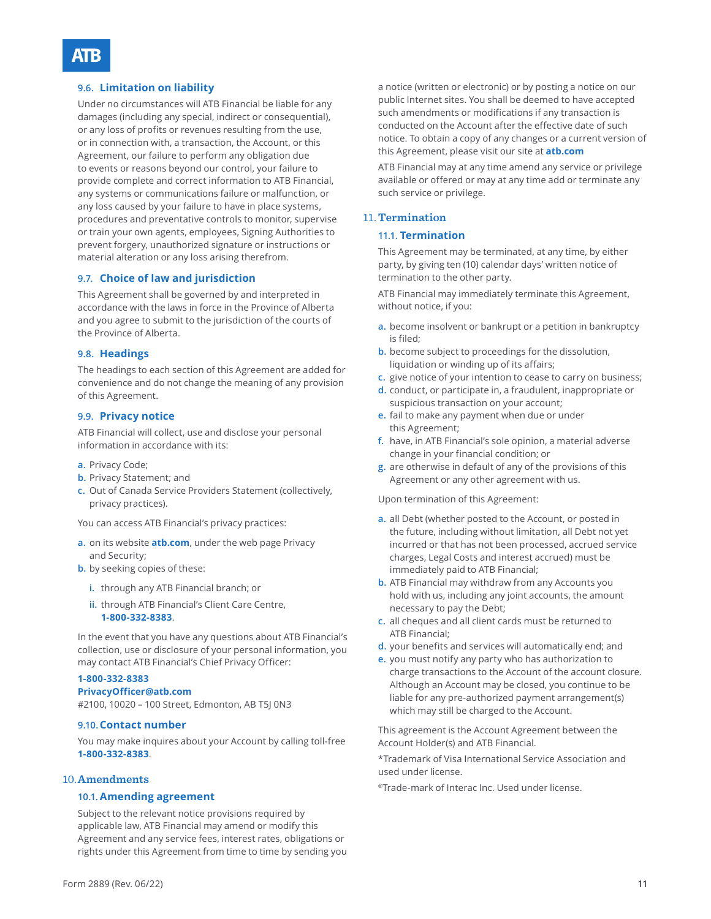### 9.6. Limitation on liability

Under no circumstances will ATB Financial be liable for any damages (including any special, indirect or consequential), or any loss of profits or revenues resulting from the use, or in connection with, a transaction, the Account, or this Agreement, our failure to perform any obligation due to events or reasons beyond our control, your failure to provide complete and correct information to ATB Financial, any systems or communications failure or malfunction, or any loss caused by your failure to have in place systems, procedures and preventative controls to monitor, supervise or train your own agents, employees, Signing Authorities to prevent forgery, unauthorized signature or instructions or material alteration or any loss arising therefrom.

### 9.7. Choice of law and jurisdiction

This Agreement shall be governed by and interpreted in accordance with the laws in force in the Province of Alberta and you agree to submit to the jurisdiction of the courts of the Province of Alberta.

### 9.8. Headings

The headings to each section of this Agreement are added for convenience and do not change the meaning of any provision of this Agreement.

### 9.9. Privacy notice

ATB Financial will collect, use and disclose your personal information in accordance with its:

a. Privacy Code;
b. Privacy Statement; and
c. Out of Canada Service Providers Statement (collectively, privacy practices).

You can access ATB Financial's privacy practices:

a. on its website **atb.com**, under the web page Privacy and Security;
b. by seeking copies of these:
    i. through any ATB Financial branch; or
    ii. through ATB Financial's Client Care Centre, **1-800-332-8383**.

In the event that you have any questions about ATB Financial's collection, use or disclosure of your personal information, you may contact ATB Financial's Chief Privacy Officer:

**1-800-332-8383**
**PrivacyOfficer@atb.com**
#2100, 10020 – 100 Street, Edmonton, AB T5J 0N3

### 9.10. Contact number

You may make inquires about your Account by calling toll-free **1-800-332-8383**.

## 10. Amendments

### 10.1. Amending agreement

Subject to the relevant notice provisions required by applicable law, ATB Financial may amend or modify this Agreement and any service fees, interest rates, obligations or rights under this Agreement from time to time by sending you a notice (written or electronic) or by posting a notice on our public Internet sites. You shall be deemed to have accepted such amendments or modifications if any transaction is conducted on the Account after the effective date of such notice. To obtain a copy of any changes or a current version of this Agreement, please visit our site at **atb.com**

ATB Financial may at any time amend any service or privilege available or offered or may at any time add or terminate any such service or privilege.

## 11. Termination

### 11.1. Termination

This Agreement may be terminated, at any time, by either party, by giving ten (10) calendar days' written notice of termination to the other party.

ATB Financial may immediately terminate this Agreement, without notice, if you:

a. become insolvent or bankrupt or a petition in bankruptcy is filed;
b. become subject to proceedings for the dissolution, liquidation or winding up of its affairs;
c. give notice of your intention to cease to carry on business;
d. conduct, or participate in, a fraudulent, inappropriate or suspicious transaction on your account;
e. fail to make any payment when due or under this Agreement;
f. have, in ATB Financial's sole opinion, a material adverse change in your financial condition; or
g. are otherwise in default of any of the provisions of this Agreement or any other agreement with us.

Upon termination of this Agreement:

a. all Debt (whether posted to the Account, or posted in the future, including without limitation, all Debt not yet incurred or that has not been processed, accrued service charges, Legal Costs and interest accrued) must be immediately paid to ATB Financial;
b. ATB Financial may withdraw from any Accounts you hold with us, including any joint accounts, the amount necessary to pay the Debt;
c. all cheques and all client cards must be returned to ATB Financial;
d. your benefits and services will automatically end; and
e. you must notify any party who has authorization to charge transactions to the Account of the account closure. Although an Account may be closed, you continue to be liable for any pre-authorized payment arrangement(s) which may still be charged to the Account.

This agreement is the Account Agreement between the Account Holder(s) and ATB Financial.

*Trademark of Visa International Service Association and used under license.

®Trade-mark of Interac Inc. Used under license.

Form 2889 (Rev. 06/22)